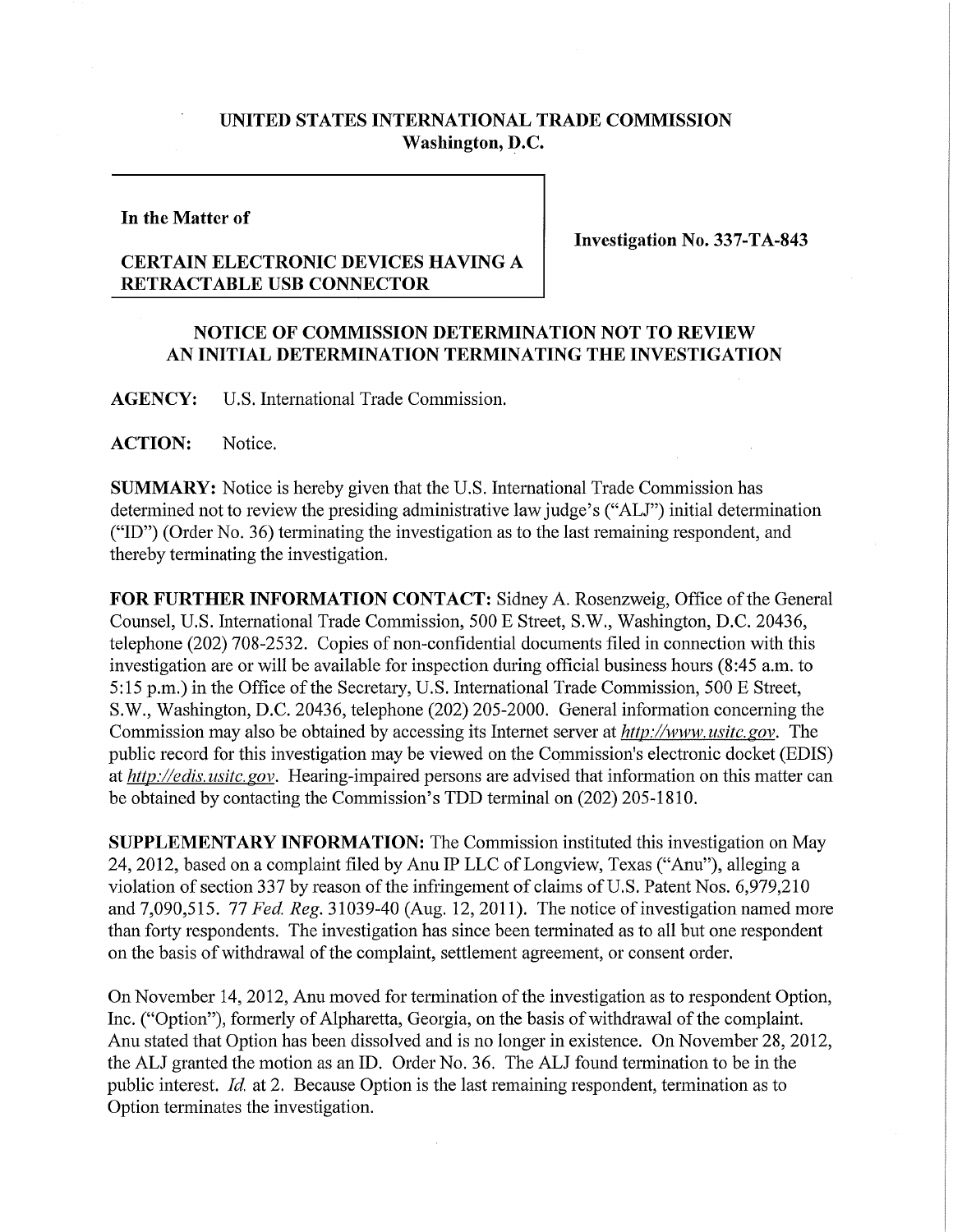# UNITED STATES INTERNATIONAL TRADE COMMISSION
## Washington, D.C.

**In the Matter of**

**CERTAIN ELECTRONIC DEVICES HAVING A RETRACTABLE USB CONNECTOR**

**Investigation No. 337-TA-843**

## NOTICE OF COMMISSION DETERMINATION NOT TO REVIEW AN INITIAL DETERMINATION TERMINATING THE INVESTIGATION

**AGENCY:** U.S. International Trade Commission.

**ACTION:** Notice.

**SUMMARY:** Notice is hereby given that the U.S. International Trade Commission has determined not to review the presiding administrative law judge's ("ALJ") initial determination ("ID") (Order No. 36) terminating the investigation as to the last remaining respondent, and thereby terminating the investigation.

**FOR FURTHER INFORMATION CONTACT:** Sidney A. Rosenzweig, Office of the General Counsel, U.S. International Trade Commission, 500 E Street, S.W., Washington, D.C. 20436, telephone (202) 708-2532. Copies of non-confidential documents filed in connection with this investigation are or will be available for inspection during official business hours (8:45 a.m. to 5:15 p.m.) in the Office of the Secretary, U.S. International Trade Commission, 500 E Street, S.W., Washington, D.C. 20436, telephone (202) 205-2000. General information concerning the Commission may also be obtained by accessing its Internet server at *http://www.usitc.gov*. The public record for this investigation may be viewed on the Commission's electronic docket (EDIS) at *http://edis.usitc.gov*. Hearing-impaired persons are advised that information on this matter can be obtained by contacting the Commission's TDD terminal on (202) 205-1810.

**SUPPLEMENTARY INFORMATION:** The Commission instituted this investigation on May 24, 2012, based on a complaint filed by Anu IP LLC of Longview, Texas ("Anu"), alleging a violation of section 337 by reason of the infringement of claims of U.S. Patent Nos. 6,979,210 and 7,090,515. 77 *Fed. Reg.* 31039-40 (Aug. 12, 2011). The notice of investigation named more than forty respondents. The investigation has since been terminated as to all but one respondent on the basis of withdrawal of the complaint, settlement agreement, or consent order.

On November 14, 2012, Anu moved for termination of the investigation as to respondent Option, Inc. ("Option"), formerly of Alpharetta, Georgia, on the basis of withdrawal of the complaint. Anu stated that Option has been dissolved and is no longer in existence. On November 28, 2012, the ALJ granted the motion as an ID. Order No. 36. The ALJ found termination to be in the public interest. *Id.* at 2. Because Option is the last remaining respondent, termination as to Option terminates the investigation.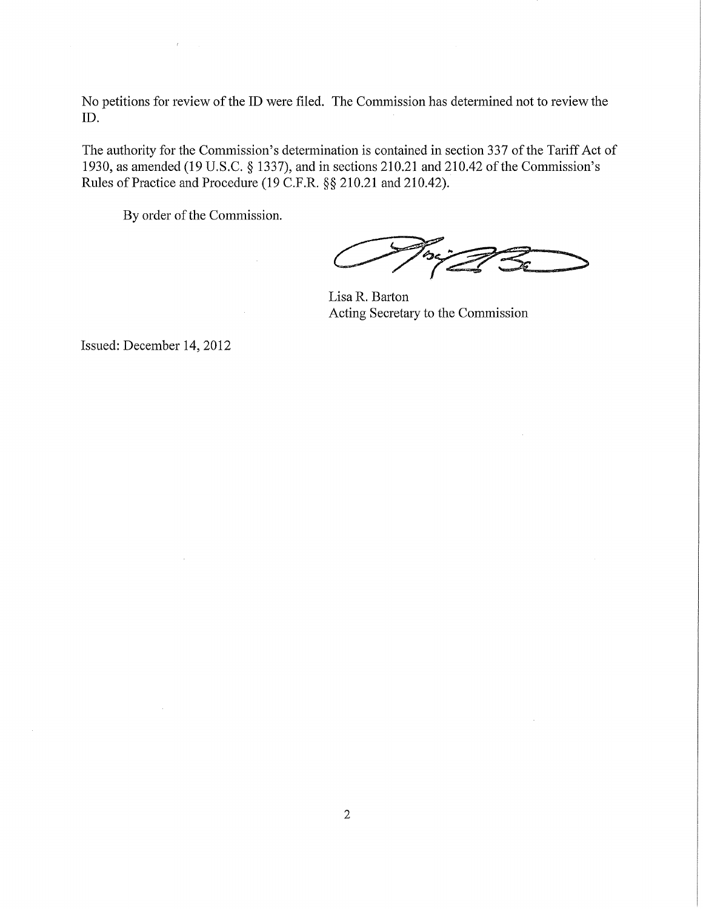No petitions for review of the ID were filed. The Commission has determined not to review the ID.

The authority for the Commission's determination is contained in section 337 of the Tariff Act of 1930, as amended (19 U.S.C. § 1337), and in sections 210.21 and 210.42 of the Commission's Rules of Practice and Procedure (19 C.F.R. §§ 210.21 and 210.42).

By order of the Commission.

Lisa R. Barton
Acting Secretary to the Commission

Issued: December 14, 2012